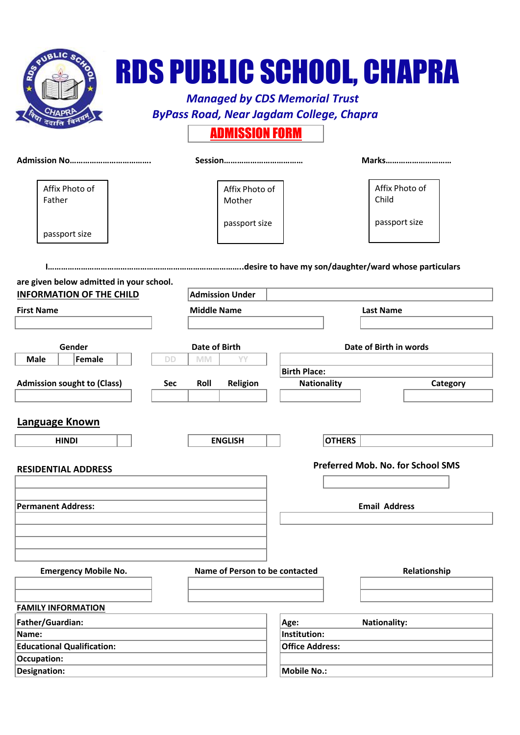# RDS PUBLIC SCHOOL, CHAPRA

*Managed by CDS Memorial Trust*

*ByPass Road, Near Jagdam College, Chapra*

## ADMISSION FORM

**Admission No……………………………….** **Session………………………………** **Marks…………………………**

| Affix Photo of Father<br><br>passport size | Affix Photo of Mother<br><br>passport size | Affix Photo of Child<br><br>passport size |
|---|---|---|

**I……………………………………………………………………………..desire to have my son/daughter/ward whose particulars are given below admitted in your school.**

**INFORMATION OF THE CHILD**

| **Admission Under** | |
|---|---|

| **First Name** | **Middle Name** | **Last Name** |
|---|---|---|
| | | |

| **Gender** | | **Date of Birth** | | | **Date of Birth in words** |
|---|---|---|---|---|---|
| **Male** | **Female** | DD | MM | YY | |
| | | | | | **Birth Place:** |

| **Admission sought to (Class)** | **Sec** | **Roll** | **Religion** | **Nationality** | **Category** |
|---|---|---|---|---|---|
| | | | | | |

**Language Known**

| **HINDI** | | **ENGLISH** | | **OTHERS** | |
|---|---|---|---|---|---|

**RESIDENTIAL ADDRESS**

**Preferred Mob. No. for School SMS**

**Permanent Address:**

**Email Address**

| **Emergency Mobile No.** | **Name of Person to be contacted** | **Relationship** |
|---|---|---|
| | | |
| | | |

**FAMILY INFORMATION**

| | |
|---|---|
| **Father/Guardian:** | **Age:** **Nationality:** |
| **Name:** | **Institution:** |
| **Educational Qualification:** | **Office Address:** |
| **Occupation:** | |
| **Designation:** | **Mobile No.:** |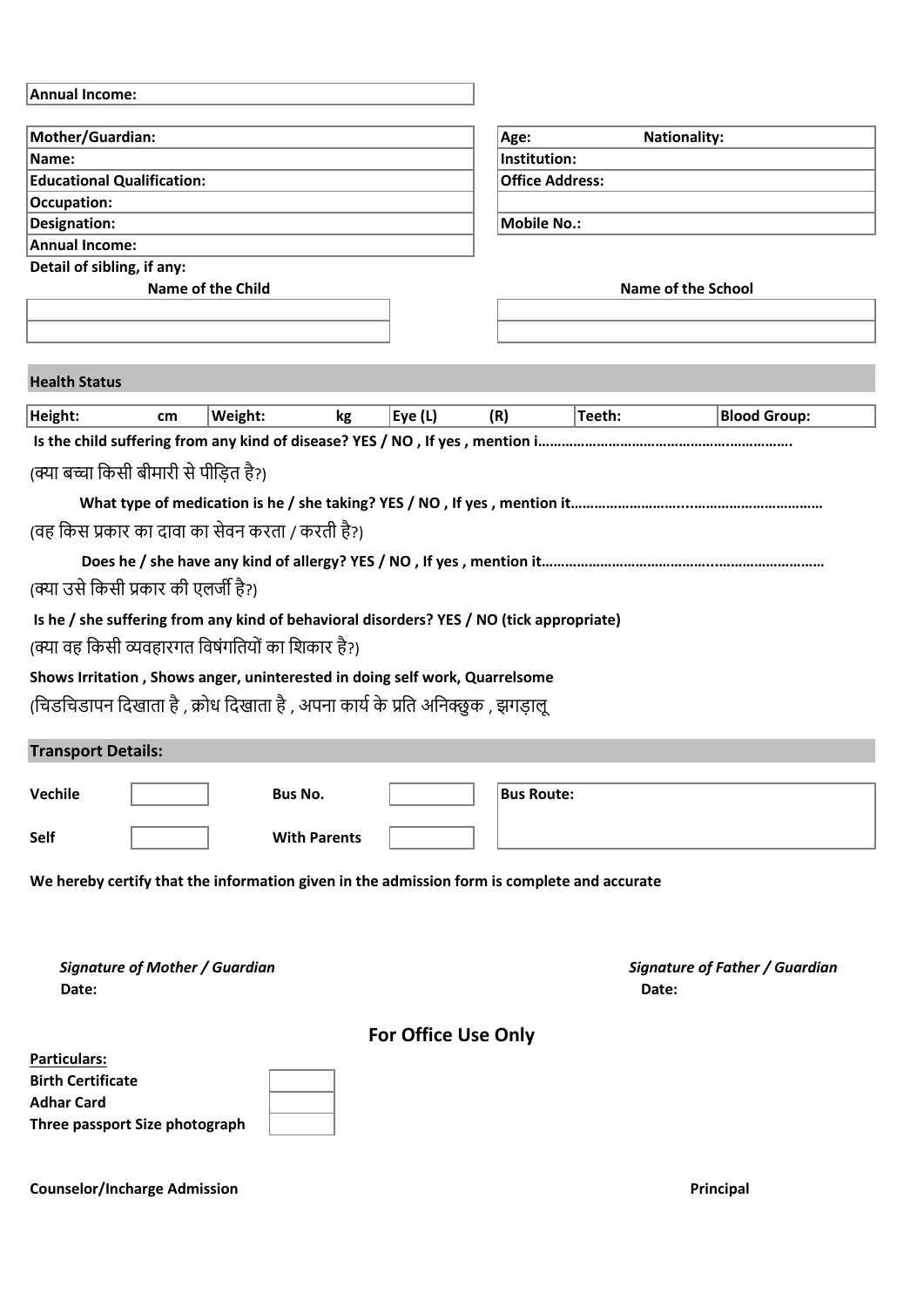| | |
|---|---|
| **Annual Income:** | |

| | |
|---|---|
| **Mother/Guardian:** | **Age:** **Nationality:** |
| **Name:** | **Institution:** |
| **Educational Qualification:** | **Office Address:** |
| **Occupation:** | |
| **Designation:** | **Mobile No.:** |
| **Annual Income:** | |

**Detail of sibling, if any:**

| **Name of the Child** | **Name of the School** |
|---|---|
| | |
| | |

## Health Status

| | | | | | | | | |
|---|---|---|---|---|---|---|---|---|
| **Height:** | **cm** | **Weight:** | **kg** | **Eye (L)** | **(R)** | **Teeth:** | | **Blood Group:** |

**Is the child suffering from any kind of disease? YES / NO , If yes , mention i………………………………………………..…………….**

(क्या बच्चा किसी बीमारी से पीड़ित है?)

**What type of medication is he / she taking? YES / NO , If yes , mention it………………………....……………………………**

(वह किस प्रकार का दावा का सेवन करता / करती है?)

**Does he / she have any kind of allergy? YES / NO , If yes , mention it…………………………………...………………………**

(क्या उसे किसी प्रकार की एलर्जी है?)

**Is he / she suffering from any kind of behavioral disorders? YES / NO (tick appropriate)**

(क्या वह किसी व्यवहारगत विषंगतियों का शिकार है?)

**Shows Irritation , Shows anger, uninterested in doing self work, Quarrelsome**

(चिडचिडापन दिखाता है , क्रोध दिखाता है , अपना कार्य के प्रति अनिक्छुक , झगड़ालू

## Transport Details:

| | | | | |
|---|---|---|---|---|
| **Vechile** | | **Bus No.** | | **Bus Route:** |
| **Self** | | **With Parents** | | |

**We hereby certify that the information given in the admission form is complete and accurate**

***Signature of Mother / Guardian***
**Date:**

***Signature of Father / Guardian***
**Date:**

## For Office Use Only

**Particulars:**

| | |
|---|---|
| **Birth Certificate** | |
| **Adhar Card** | |
| **Three passport Size photograph** | |

**Counselor/Incharge Admission**

**Principal**